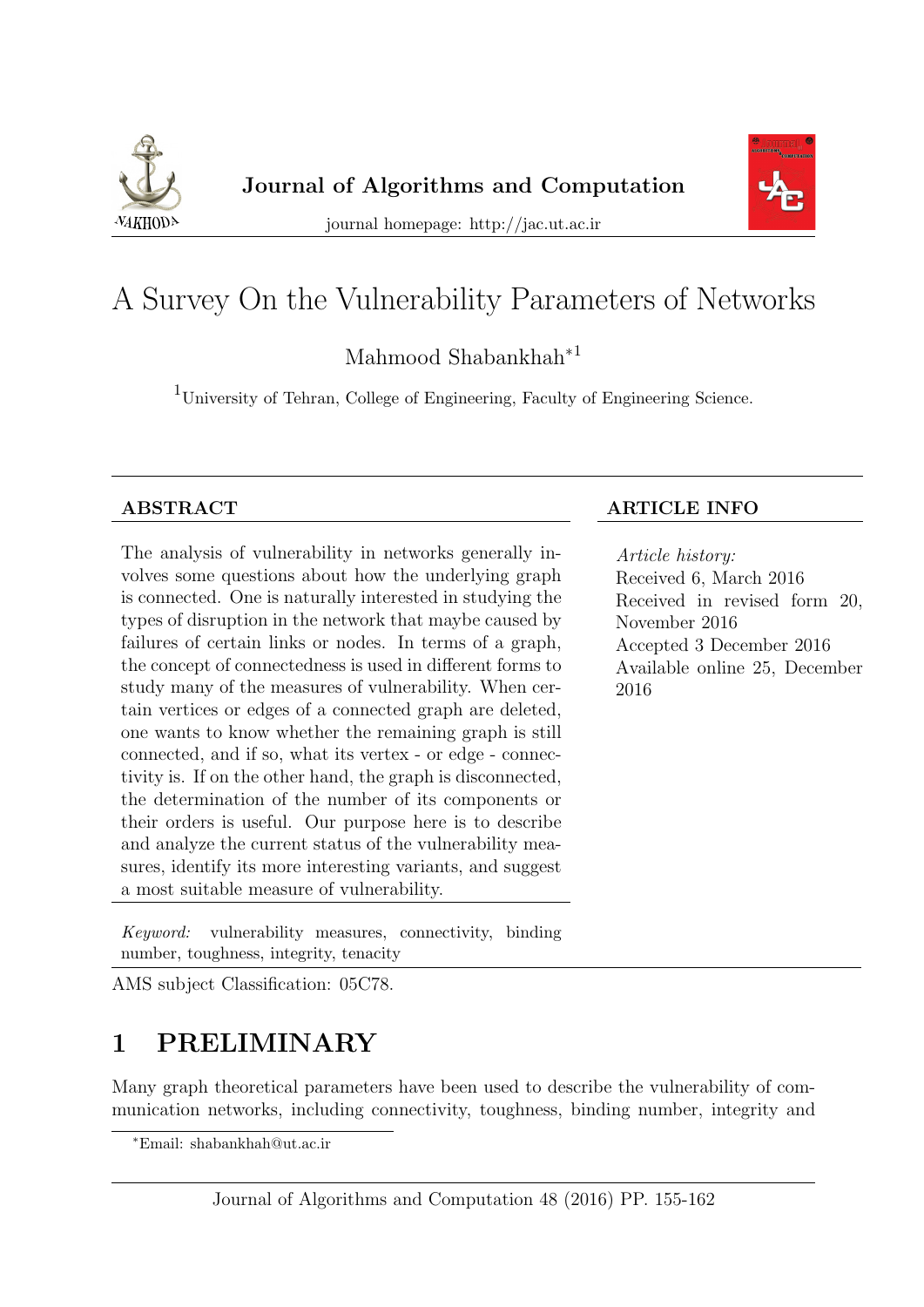Journal of Algorithms and Computation

journal homepage: http://jac.ut.ac.ir

# A Survey On the Vulnerability Parameters of Networks

Mahmood Shabankhah*[1]

[1]University of Tehran, College of Engineering, Faculty of Engineering Science.

## ABSTRACT

The analysis of vulnerability in networks generally involves some questions about how the underlying graph is connected. One is naturally interested in studying the types of disruption in the network that maybe caused by failures of certain links or nodes. In terms of a graph, the concept of connectedness is used in different forms to study many of the measures of vulnerability. When certain vertices or edges of a connected graph are deleted, one wants to know whether the remaining graph is still connected, and if so, what its vertex - or edge - connectivity is. If on the other hand, the graph is disconnected, the determination of the number of its components or their orders is useful. Our purpose here is to describe and analyze the current status of the vulnerability measures, identify its more interesting variants, and suggest a most suitable measure of vulnerability.

*Keyword:* vulnerability measures, connectivity, binding number, toughness, integrity, tenacity

## ARTICLE INFO

*Article history:*
Received 6, March 2016
Received in revised form 20, November 2016
Accepted 3 December 2016
Available online 25, December 2016

AMS subject Classification: 05C78.

# 1 PRELIMINARY

Many graph theoretical parameters have been used to describe the vulnerability of communication networks, including connectivity, toughness, binding number, integrity and

*Email: shabankhah@ut.ac.ir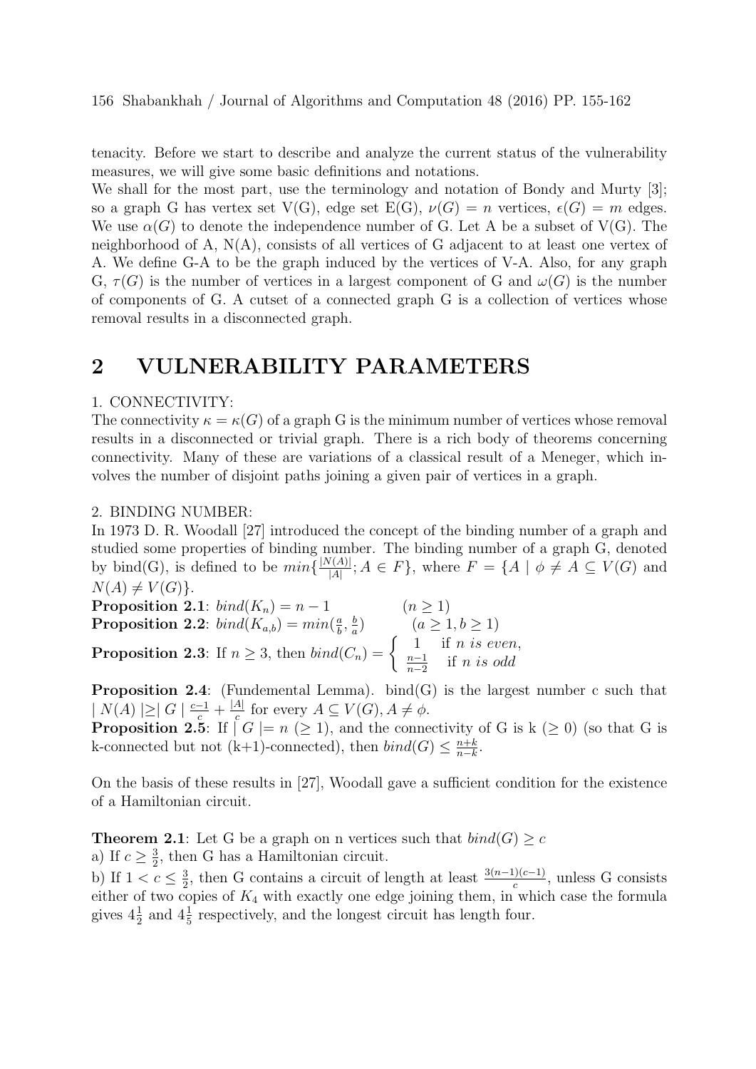tenacity. Before we start to describe and analyze the current status of the vulnerability measures, we will give some basic definitions and notations.

We shall for the most part, use the terminology and notation of Bondy and Murty [3]; so a graph G has vertex set V(G), edge set E(G), $\nu(G) = n$ vertices, $\epsilon(G) = m$ edges. We use $\alpha(G)$ to denote the independence number of G. Let A be a subset of V(G). The neighborhood of A, N(A), consists of all vertices of G adjacent to at least one vertex of A. We define G-A to be the graph induced by the vertices of V-A. Also, for any graph G, $\tau(G)$ is the number of vertices in a largest component of G and $\omega(G)$ is the number of components of G. A cutset of a connected graph G is a collection of vertices whose removal results in a disconnected graph.

# 2 VULNERABILITY PARAMETERS

1. CONNECTIVITY:

The connectivity $\kappa = \kappa(G)$ of a graph G is the minimum number of vertices whose removal results in a disconnected or trivial graph. There is a rich body of theorems concerning connectivity. Many of these are variations of a classical result of a Meneger, which involves the number of disjoint paths joining a given pair of vertices in a graph.

2. BINDING NUMBER:

In 1973 D. R. Woodall [27] introduced the concept of the binding number of a graph and studied some properties of binding number. The binding number of a graph G, denoted by bind(G), is defined to be $min\{\frac{|N(A)|}{|A|}; A \in F\}$, where $F = \{A \mid \phi \neq A \subseteq V(G)$ and $N(A) \neq V(G)\}$.

**Proposition 2.1**: $bind(K_n) = n - 1 \qquad (n \geq 1)$

**Proposition 2.2**: $bind(K_{a,b}) = min(\frac{a}{b}, \frac{b}{a}) \qquad (a \geq 1, b \geq 1)$

**Proposition 2.3**: If $n \geq 3$, then $bind(C_n) = \begin{cases} 1 & \text{if } n \text{ is even,} \\ \frac{n-1}{n-2} & \text{if } n \text{ is odd} \end{cases}$

**Proposition 2.4**: (Fundemental Lemma). bind(G) is the largest number c such that $|N(A)| \geq |G| \frac{c-1}{c} + \frac{|A|}{c}$ for every $A \subseteq V(G), A \neq \phi$.

**Proposition 2.5**: If $|G| = n$ $(\geq 1)$, and the connectivity of G is k $(\geq 0)$ (so that G is k-connected but not (k+1)-connected), then $bind(G) \leq \frac{n+k}{n-k}$.

On the basis of these results in [27], Woodall gave a sufficient condition for the existence of a Hamiltonian circuit.

**Theorem 2.1**: Let G be a graph on n vertices such that $bind(G) \geq c$

a) If $c \geq \frac{3}{2}$, then G has a Hamiltonian circuit.

b) If $1 < c \leq \frac{3}{2}$, then G contains a circuit of length at least $\frac{3(n-1)(c-1)}{c}$, unless G consists either of two copies of $K_4$ with exactly one edge joining them, in which case the formula gives $4\frac{1}{2}$ and $4\frac{1}{5}$ respectively, and the longest circuit has length four.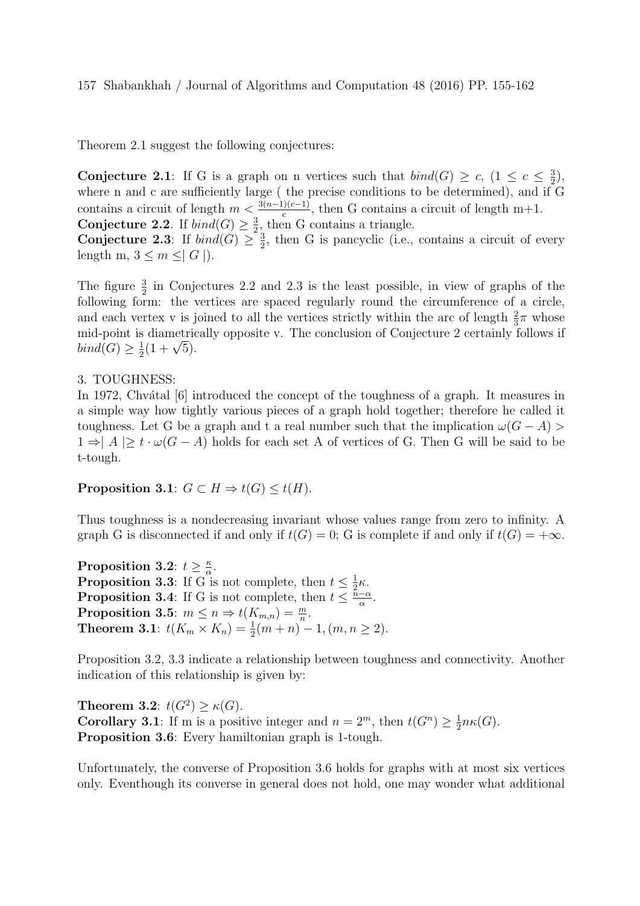Theorem 2.1 suggest the following conjectures:

**Conjecture 2.1**: If G is a graph on n vertices such that $bind(G) \geq c$, $(1 \leq c \leq \frac{3}{2})$, where n and c are sufficiently large ( the precise conditions to be determined), and if G contains a circuit of length $m < \frac{3(n-1)(c-1)}{c}$, then G contains a circuit of length m+1.
**Conjecture 2.2**. If $bind(G) \geq \frac{3}{2}$, then G contains a triangle.
**Conjecture 2.3**: If $bind(G) \geq \frac{3}{2}$, then G is pancyclic (i.e., contains a circuit of every length m, $3 \leq m \leq |G|$).

The figure $\frac{3}{2}$ in Conjectures 2.2 and 2.3 is the least possible, in view of graphs of the following form: the vertices are spaced regularly round the circumference of a circle, and each vertex v is joined to all the vertices strictly within the arc of length $\frac{2}{3}\pi$ whose mid-point is diametrically opposite v. The conclusion of Conjecture 2 certainly follows if $bind(G) \geq \frac{1}{2}(1 + \sqrt{5})$.

3. TOUGHNESS:

In 1972, Chvátal [6] introduced the concept of the toughness of a graph. It measures in a simple way how tightly various pieces of a graph hold together; therefore he called it toughness. Let G be a graph and t a real number such that the implication $\omega(G - A) > 1 \Rightarrow |A| \geq t \cdot \omega(G - A)$ holds for each set A of vertices of G. Then G will be said to be t-tough.

**Proposition 3.1**: $G \subset H \Rightarrow t(G) \leq t(H)$.

Thus toughness is a nondecreasing invariant whose values range from zero to infinity. A graph G is disconnected if and only if $t(G) = 0$; G is complete if and only if $t(G) = +\infty$.

**Proposition 3.2**: $t \geq \frac{\kappa}{\alpha}$.
**Proposition 3.3**: If G is not complete, then $t \leq \frac{1}{2}\kappa$.
**Proposition 3.4**: If G is not complete, then $t \leq \frac{n-\alpha}{\alpha}$.
**Proposition 3.5**: $m \leq n \Rightarrow t(K_{m,n}) = \frac{m}{n}$.
**Theorem 3.1**: $t(K_m \times K_n) = \frac{1}{2}(m+n) - 1, (m, n \geq 2)$.

Proposition 3.2, 3.3 indicate a relationship between toughness and connectivity. Another indication of this relationship is given by:

**Theorem 3.2**: $t(G^2) \geq \kappa(G)$.
**Corollary 3.1**: If m is a positive integer and $n = 2^m$, then $t(G^n) \geq \frac{1}{2}n\kappa(G)$.
**Proposition 3.6**: Every hamiltonian graph is 1-tough.

Unfortunately, the converse of Proposition 3.6 holds for graphs with at most six vertices only. Eventhough its converse in general does not hold, one may wonder what additional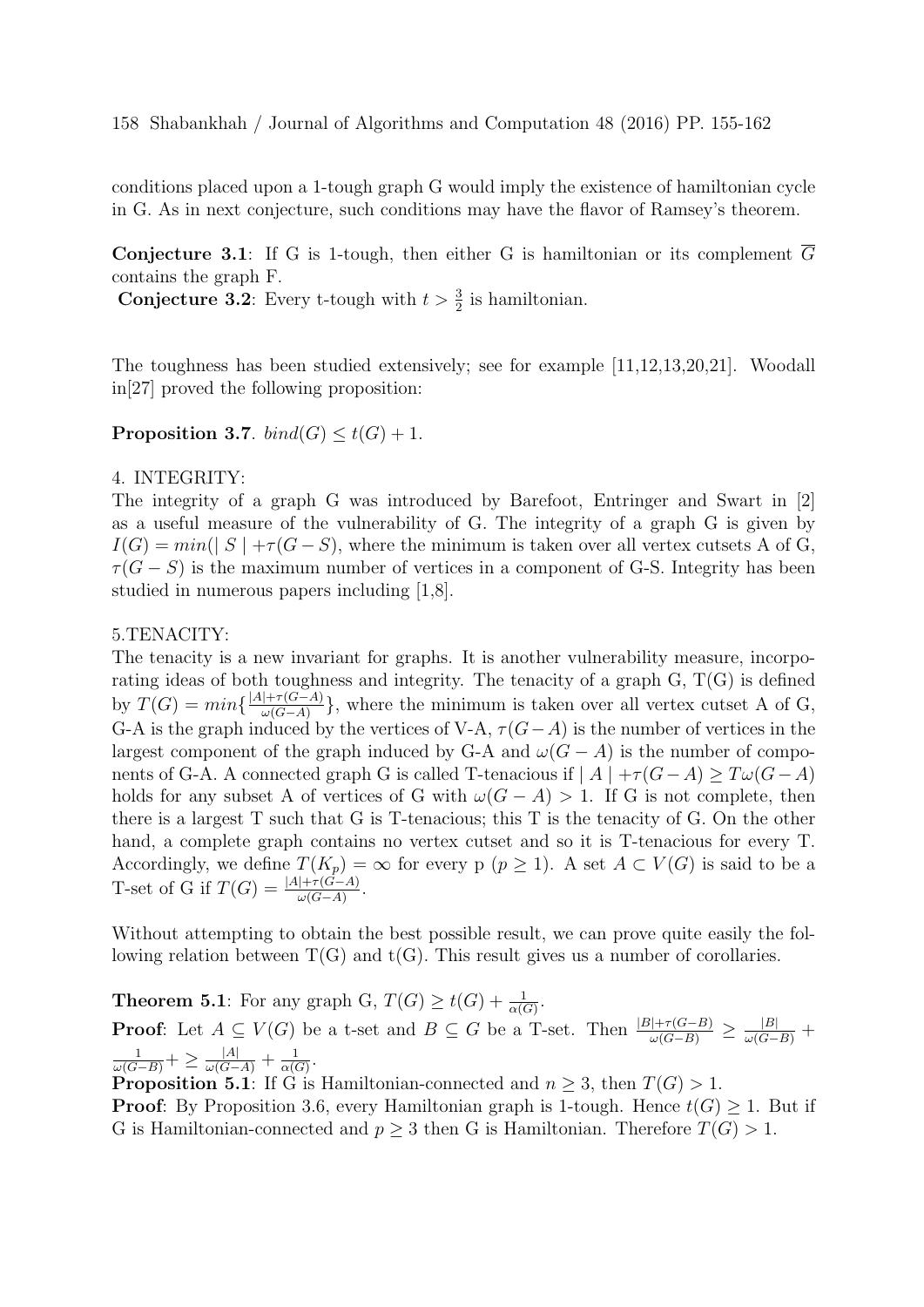conditions placed upon a 1-tough graph G would imply the existence of hamiltonian cycle in G. As in next conjecture, such conditions may have the flavor of Ramsey's theorem.

**Conjecture 3.1**: If G is 1-tough, then either G is hamiltonian or its complement $\overline{G}$ contains the graph F.

**Conjecture 3.2**: Every t-tough with $t > \frac{3}{2}$ is hamiltonian.

The toughness has been studied extensively; see for example [11,12,13,20,21]. Woodall in[27] proved the following proposition:

**Proposition 3.7**. $bind(G) \leq t(G) + 1$.

4. INTEGRITY:

The integrity of a graph G was introduced by Barefoot, Entringer and Swart in [2] as a useful measure of the vulnerability of G. The integrity of a graph G is given by $I(G) = min(\mid S \mid +\tau(G - S)$, where the minimum is taken over all vertex cutsets A of G, $\tau(G - S)$ is the maximum number of vertices in a component of G-S. Integrity has been studied in numerous papers including [1,8].

5.TENACITY:

The tenacity is a new invariant for graphs. It is another vulnerability measure, incorporating ideas of both toughness and integrity. The tenacity of a graph G, T(G) is defined by $T(G) = min\{\frac{|A|+\tau(G-A)}{\omega(G-A)}\}$, where the minimum is taken over all vertex cutset A of G, G-A is the graph induced by the vertices of V-A, $\tau(G-A)$ is the number of vertices in the largest component of the graph induced by G-A and $\omega(G - A)$ is the number of components of G-A. A connected graph G is called T-tenacious if $\mid A \mid +\tau(G - A) \geq T\omega(G - A)$ holds for any subset A of vertices of G with $\omega(G - A) > 1$. If G is not complete, then there is a largest T such that G is T-tenacious; this T is the tenacity of G. On the other hand, a complete graph contains no vertex cutset and so it is T-tenacious for every T. Accordingly, we define $T(K_p) = \infty$ for every p ($p \geq 1$). A set $A \subset V(G)$ is said to be a T-set of G if $T(G) = \frac{|A|+\tau(G-A)}{\omega(G-A)}$.

Without attempting to obtain the best possible result, we can prove quite easily the following relation between T(G) and t(G). This result gives us a number of corollaries.

**Theorem 5.1**: For any graph G, $T(G) \geq t(G) + \frac{1}{\alpha(G)}$.

**Proof**: Let $A \subseteq V(G)$ be a t-set and $B \subseteq G$ be a T-set. Then $\frac{|B|+\tau(G-B)}{\omega(G-B)} \geq \frac{|B|}{\omega(G-B)} + \frac{1}{\omega(G-B)} + \geq \frac{|A|}{\omega(G-A)} + \frac{1}{\alpha(G)}$.

**Proposition 5.1**: If G is Hamiltonian-connected and $n \geq 3$, then $T(G) > 1$.

**Proof**: By Proposition 3.6, every Hamiltonian graph is 1-tough. Hence $t(G) \geq 1$. But if G is Hamiltonian-connected and $p \geq 3$ then G is Hamiltonian. Therefore $T(G) > 1$.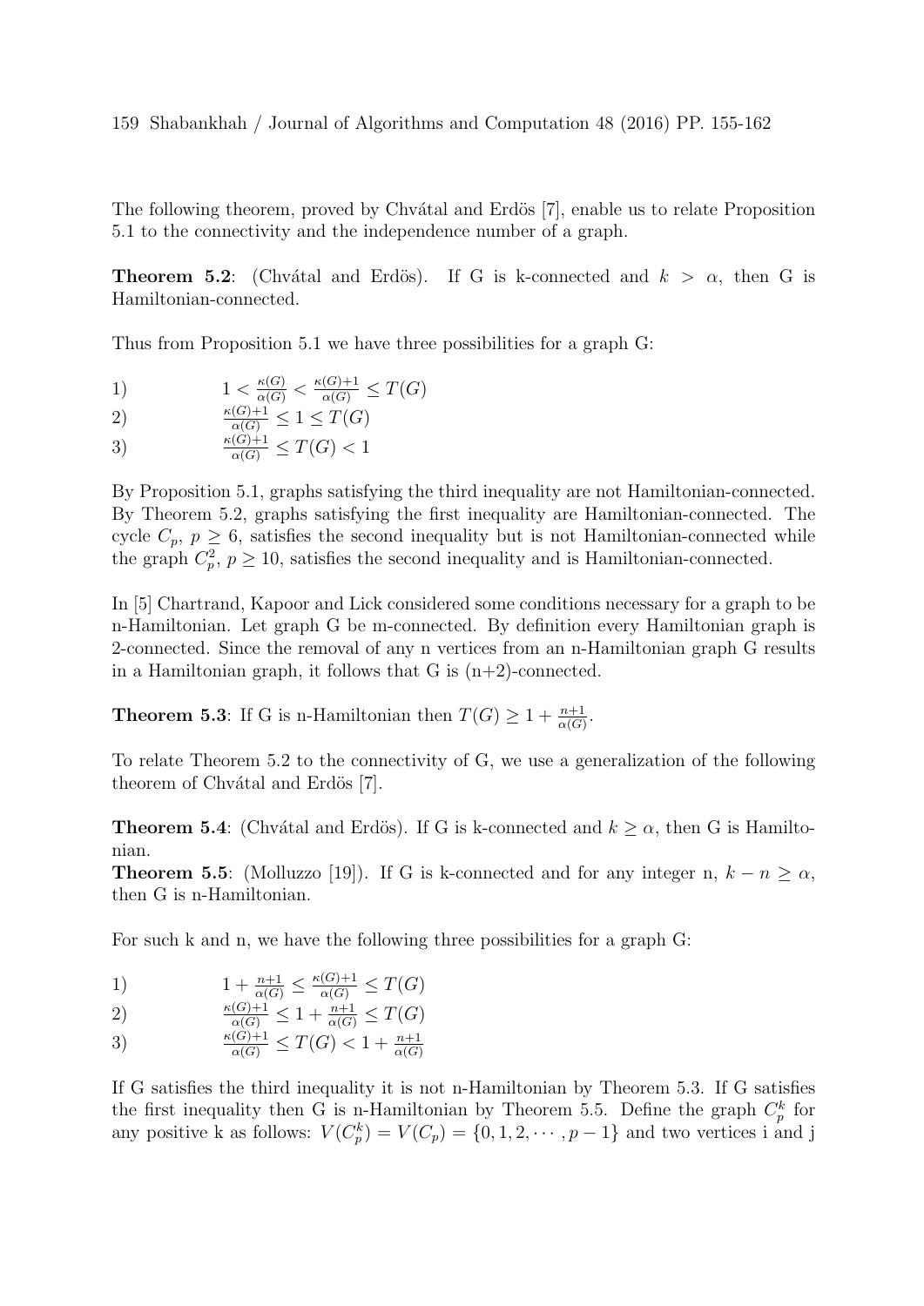The following theorem, proved by Chvátal and Erdös [7], enable us to relate Proposition 5.1 to the connectivity and the independence number of a graph.

**Theorem 5.2**: (Chvátal and Erdös). If G is k-connected and $k > \alpha$, then G is Hamiltonian-connected.

Thus from Proposition 5.1 we have three possibilities for a graph G:

1) $\quad 1 < \frac{\kappa(G)}{\alpha(G)} < \frac{\kappa(G)+1}{\alpha(G)} \leq T(G)$

2) $\quad \frac{\kappa(G)+1}{\alpha(G)} \leq 1 \leq T(G)$

3) $\quad \frac{\kappa(G)+1}{\alpha(G)} \leq T(G) < 1$

By Proposition 5.1, graphs satisfying the third inequality are not Hamiltonian-connected. By Theorem 5.2, graphs satisfying the first inequality are Hamiltonian-connected. The cycle $C_p$, $p \geq 6$, satisfies the second inequality but is not Hamiltonian-connected while the graph $C_p^2$, $p \geq 10$, satisfies the second inequality and is Hamiltonian-connected.

In [5] Chartrand, Kapoor and Lick considered some conditions necessary for a graph to be n-Hamiltonian. Let graph G be m-connected. By definition every Hamiltonian graph is 2-connected. Since the removal of any n vertices from an n-Hamiltonian graph G results in a Hamiltonian graph, it follows that G is (n+2)-connected.

**Theorem 5.3**: If G is n-Hamiltonian then $T(G) \geq 1 + \frac{n+1}{\alpha(G)}$.

To relate Theorem 5.2 to the connectivity of G, we use a generalization of the following theorem of Chvátal and Erdös [7].

**Theorem 5.4**: (Chvátal and Erdös). If G is k-connected and $k \geq \alpha$, then G is Hamiltonian.

**Theorem 5.5**: (Molluzzo [19]). If G is k-connected and for any integer n, $k - n \geq \alpha$, then G is n-Hamiltonian.

For such k and n, we have the following three possibilities for a graph G:

1) $\quad 1 + \frac{n+1}{\alpha(G)} \leq \frac{\kappa(G)+1}{\alpha(G)} \leq T(G)$

2) $\quad \frac{\kappa(G)+1}{\alpha(G)} \leq 1 + \frac{n+1}{\alpha(G)} \leq T(G)$

3) $\quad \frac{\kappa(G)+1}{\alpha(G)} \leq T(G) < 1 + \frac{n+1}{\alpha(G)}$

If G satisfies the third inequality it is not n-Hamiltonian by Theorem 5.3. If G satisfies the first inequality then G is n-Hamiltonian by Theorem 5.5. Define the graph $C_p^k$ for any positive k as follows: $V(C_p^k) = V(C_p) = \{0, 1, 2, \cdots, p-1\}$ and two vertices i and j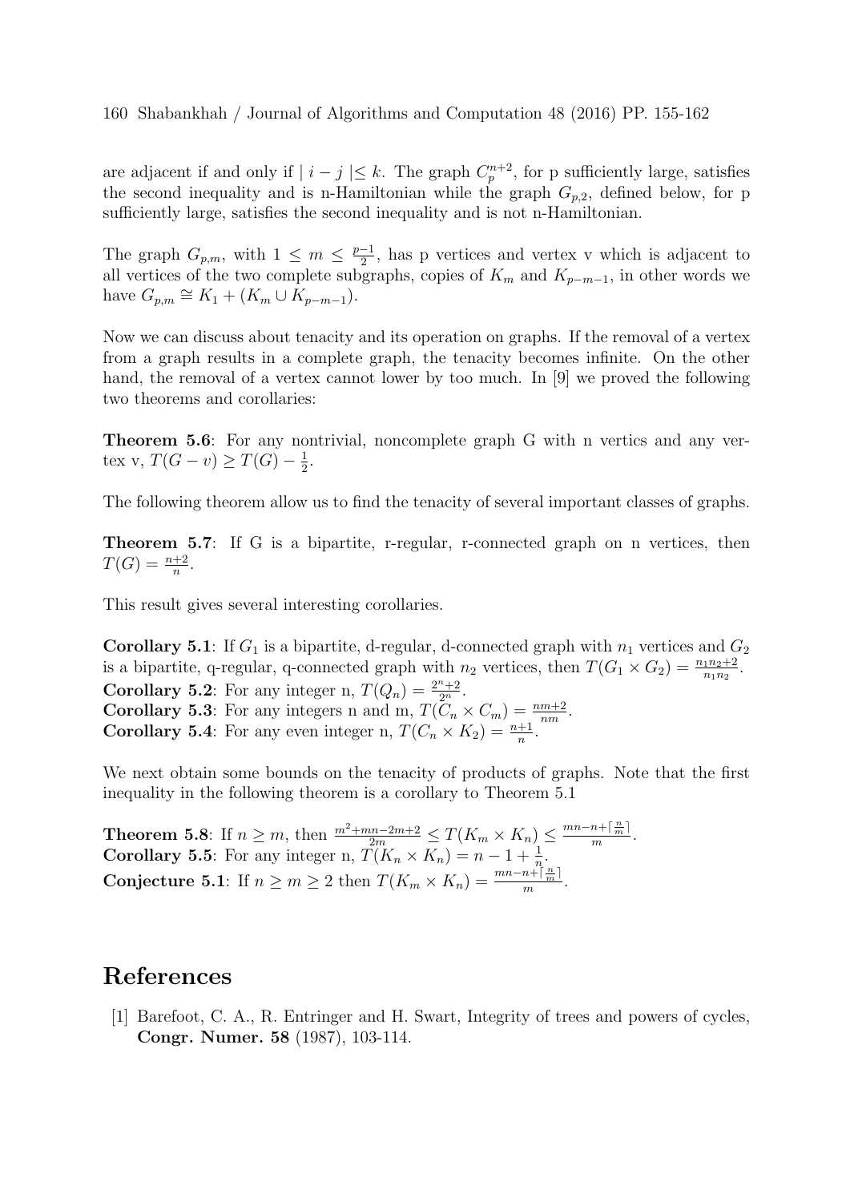are adjacent if and only if $| i - j | \leq k$. The graph $C_p^{n+2}$, for p sufficiently large, satisfies the second inequality and is n-Hamiltonian while the graph $G_{p,2}$, defined below, for p sufficiently large, satisfies the second inequality and is not n-Hamiltonian.

The graph $G_{p,m}$, with $1 \leq m \leq \frac{p-1}{2}$, has p vertices and vertex v which is adjacent to all vertices of the two complete subgraphs, copies of $K_m$ and $K_{p-m-1}$, in other words we have $G_{p,m} \cong K_1 + (K_m \cup K_{p-m-1})$.

Now we can discuss about tenacity and its operation on graphs. If the removal of a vertex from a graph results in a complete graph, the tenacity becomes infinite. On the other hand, the removal of a vertex cannot lower by too much. In [9] we proved the following two theorems and corollaries:

**Theorem 5.6**: For any nontrivial, noncomplete graph G with n vertics and any vertex v, $T(G - v) \geq T(G) - \frac{1}{2}$.

The following theorem allow us to find the tenacity of several important classes of graphs.

**Theorem 5.7**: If G is a bipartite, r-regular, r-connected graph on n vertices, then $T(G) = \frac{n+2}{n}$.

This result gives several interesting corollaries.

**Corollary 5.1**: If $G_1$ is a bipartite, d-regular, d-connected graph with $n_1$ vertices and $G_2$ is a bipartite, q-regular, q-connected graph with $n_2$ vertices, then $T(G_1 \times G_2) = \frac{n_1 n_2 + 2}{n_1 n_2}$.
**Corollary 5.2**: For any integer n, $T(Q_n) = \frac{2^n+2}{2^n}$.
**Corollary 5.3**: For any integers n and m, $T(C_n \times C_m) = \frac{nm+2}{nm}$.
**Corollary 5.4**: For any even integer n, $T(C_n \times K_2) = \frac{n+1}{n}$.

We next obtain some bounds on the tenacity of products of graphs. Note that the first inequality in the following theorem is a corollary to Theorem 5.1

**Theorem 5.8**: If $n \geq m$, then $\frac{m^2+mn-2m+2}{2m} \leq T(K_m \times K_n) \leq \frac{mn-n+\lceil \frac{n}{m} \rceil}{m}$.
**Corollary 5.5**: For any integer n, $T(K_n \times K_n) = n - 1 + \frac{1}{n}$.
**Conjecture 5.1**: If $n \geq m \geq 2$ then $T(K_m \times K_n) = \frac{mn-n+\lceil \frac{n}{m} \rceil}{m}$.

# References

[1] Barefoot, C. A., R. Entringer and H. Swart, Integrity of trees and powers of cycles, **Congr. Numer. 58** (1987), 103-114.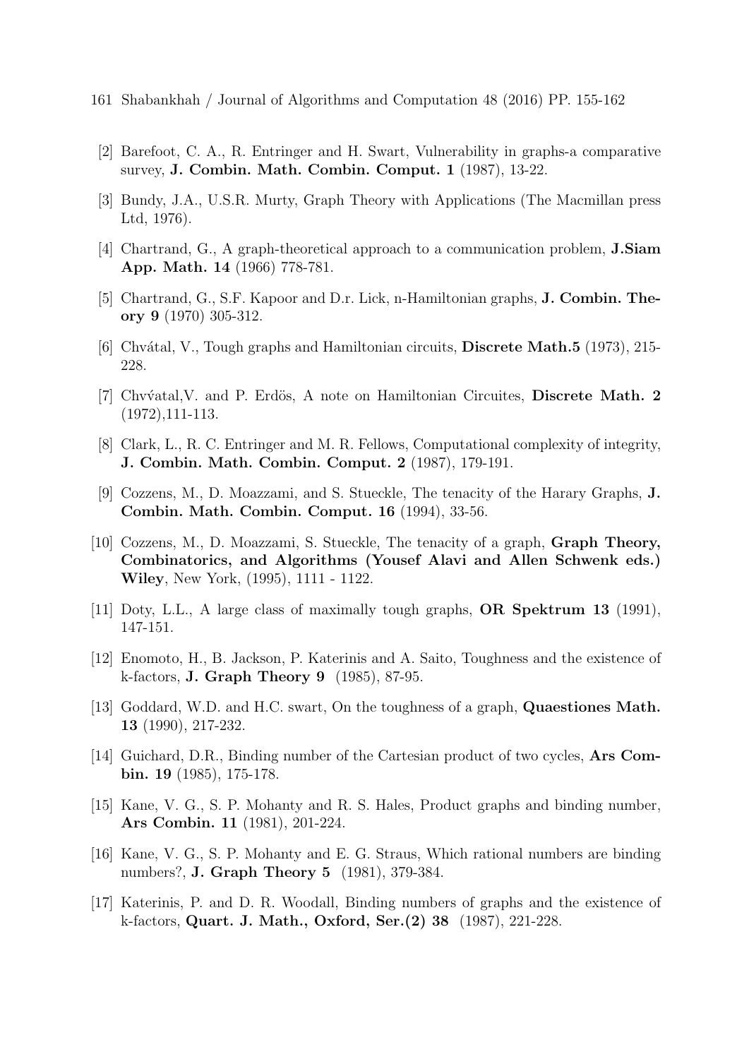[2] Barefoot, C. A., R. Entringer and H. Swart, Vulnerability in graphs-a comparative survey, **J. Combin. Math. Combin. Comput. 1** (1987), 13-22.

[3] Bundy, J.A., U.S.R. Murty, Graph Theory with Applications (The Macmillan press Ltd, 1976).

[4] Chartrand, G., A graph-theoretical approach to a communication problem, **J.Siam App. Math. 14** (1966) 778-781.

[5] Chartrand, G., S.F. Kapoor and D.r. Lick, n-Hamiltonian graphs, **J. Combin. Theory 9** (1970) 305-312.

[6] Chvátal, V., Tough graphs and Hamiltonian circuits, **Discrete Math.5** (1973), 215-228.

[7] Chvv́atal,V. and P. Erdös, A note on Hamiltonian Circuites, **Discrete Math. 2** (1972),111-113.

[8] Clark, L., R. C. Entringer and M. R. Fellows, Computational complexity of integrity, **J. Combin. Math. Combin. Comput. 2** (1987), 179-191.

[9] Cozzens, M., D. Moazzami, and S. Stueckle, The tenacity of the Harary Graphs, **J. Combin. Math. Combin. Comput. 16** (1994), 33-56.

[10] Cozzens, M., D. Moazzami, S. Stueckle, The tenacity of a graph, **Graph Theory, Combinatorics, and Algorithms (Yousef Alavi and Allen Schwenk eds.) Wiley**, New York, (1995), 1111 - 1122.

[11] Doty, L.L., A large class of maximally tough graphs, **OR Spektrum 13** (1991), 147-151.

[12] Enomoto, H., B. Jackson, P. Katerinis and A. Saito, Toughness and the existence of k-factors, **J. Graph Theory 9** (1985), 87-95.

[13] Goddard, W.D. and H.C. swart, On the toughness of a graph, **Quaestiones Math. 13** (1990), 217-232.

[14] Guichard, D.R., Binding number of the Cartesian product of two cycles, **Ars Combin. 19** (1985), 175-178.

[15] Kane, V. G., S. P. Mohanty and R. S. Hales, Product graphs and binding number, **Ars Combin. 11** (1981), 201-224.

[16] Kane, V. G., S. P. Mohanty and E. G. Straus, Which rational numbers are binding numbers?, **J. Graph Theory 5** (1981), 379-384.

[17] Katerinis, P. and D. R. Woodall, Binding numbers of graphs and the existence of k-factors, **Quart. J. Math., Oxford, Ser.(2) 38** (1987), 221-228.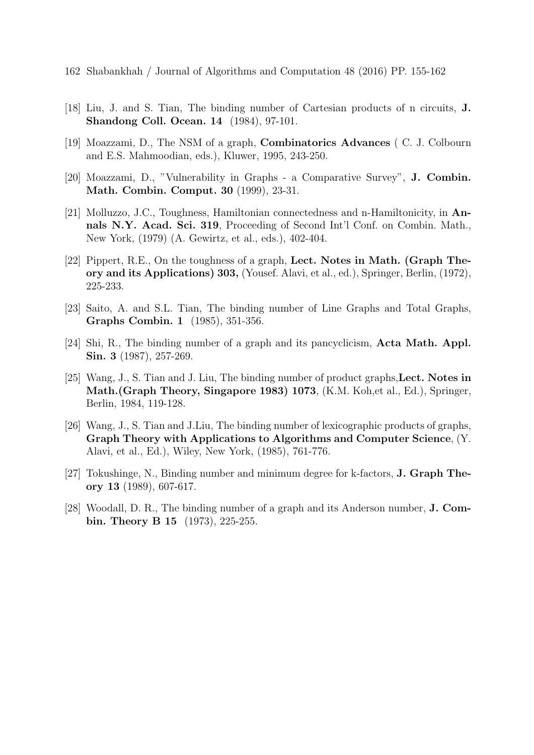[18] Liu, J. and S. Tian, The binding number of Cartesian products of n circuits, **J. Shandong Coll. Ocean. 14** (1984), 97-101.

[19] Moazzami, D., The NSM of a graph, **Combinatorics Advances** ( C. J. Colbourn and E.S. Mahmoodian, eds.), Kluwer, 1995, 243-250.

[20] Moazzami, D., "Vulnerability in Graphs - a Comparative Survey", **J. Combin. Math. Combin. Comput. 30** (1999), 23-31.

[21] Molluzzo, J.C., Toughness, Hamiltonian connectedness and n-Hamiltonicity, in **Annals N.Y. Acad. Sci. 319**, Proceeding of Second Int'l Conf. on Combin. Math., New York, (1979) (A. Gewirtz, et al., eds.), 402-404.

[22] Pippert, R.E., On the toughness of a graph, **Lect. Notes in Math. (Graph Theory and its Applications) 303,** (Yousef. Alavi, et al., ed.), Springer, Berlin, (1972), 225-233.

[23] Saito, A. and S.L. Tian, The binding number of Line Graphs and Total Graphs, **Graphs Combin. 1** (1985), 351-356.

[24] Shi, R., The binding number of a graph and its pancyclicism, **Acta Math. Appl. Sin. 3** (1987), 257-269.

[25] Wang, J., S. Tian and J. Liu, The binding number of product graphs,**Lect. Notes in Math.(Graph Theory, Singapore 1983) 1073**, (K.M. Koh,et al., Ed.), Springer, Berlin, 1984, 119-128.

[26] Wang, J., S. Tian and J.Liu, The binding number of lexicographic products of graphs, **Graph Theory with Applications to Algorithms and Computer Science**, (Y. Alavi, et al., Ed.), Wiley, New York, (1985), 761-776.

[27] Tokushinge, N., Binding number and minimum degree for k-factors, **J. Graph Theory 13** (1989), 607-617.

[28] Woodall, D. R., The binding number of a graph and its Anderson number, **J. Combin. Theory B 15** (1973), 225-255.